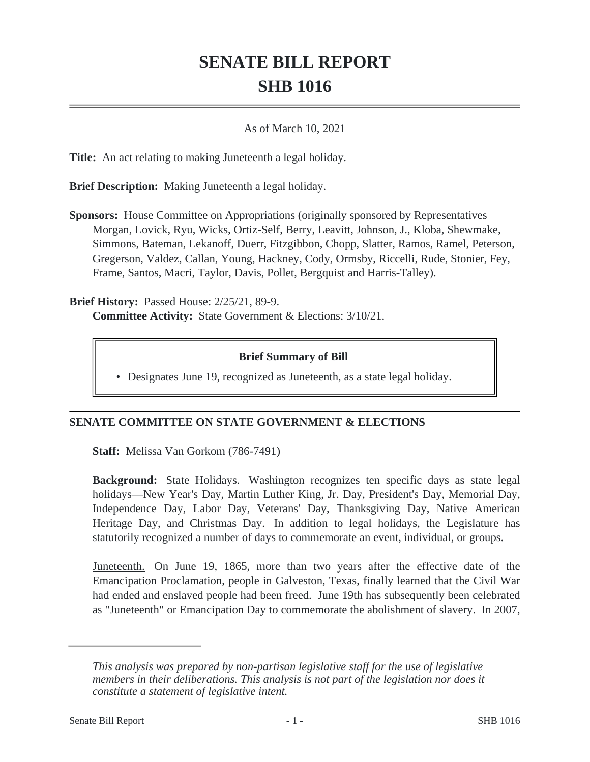# SENATE BILL REPORT
# SHB 1016

As of March 10, 2021

**Title:** An act relating to making Juneteenth a legal holiday.

**Brief Description:** Making Juneteenth a legal holiday.

**Sponsors:** House Committee on Appropriations (originally sponsored by Representatives Morgan, Lovick, Ryu, Wicks, Ortiz-Self, Berry, Leavitt, Johnson, J., Kloba, Shewmake, Simmons, Bateman, Lekanoff, Duerr, Fitzgibbon, Chopp, Slatter, Ramos, Ramel, Peterson, Gregerson, Valdez, Callan, Young, Hackney, Cody, Ormsby, Riccelli, Rude, Stonier, Fey, Frame, Santos, Macri, Taylor, Davis, Pollet, Bergquist and Harris-Talley).

**Brief History:** Passed House: 2/25/21, 89-9.
**Committee Activity:** State Government & Elections: 3/10/21.

**Brief Summary of Bill**

- Designates June 19, recognized as Juneteenth, as a state legal holiday.

## SENATE COMMITTEE ON STATE GOVERNMENT & ELECTIONS

**Staff:** Melissa Van Gorkom (786-7491)

**Background:** State Holidays. Washington recognizes ten specific days as state legal holidays—New Year's Day, Martin Luther King, Jr. Day, President's Day, Memorial Day, Independence Day, Labor Day, Veterans' Day, Thanksgiving Day, Native American Heritage Day, and Christmas Day. In addition to legal holidays, the Legislature has statutorily recognized a number of days to commemorate an event, individual, or groups.

Juneteenth. On June 19, 1865, more than two years after the effective date of the Emancipation Proclamation, people in Galveston, Texas, finally learned that the Civil War had ended and enslaved people had been freed. June 19th has subsequently been celebrated as "Juneteenth" or Emancipation Day to commemorate the abolishment of slavery. In 2007,

*This analysis was prepared by non-partisan legislative staff for the use of legislative members in their deliberations. This analysis is not part of the legislation nor does it constitute a statement of legislative intent.*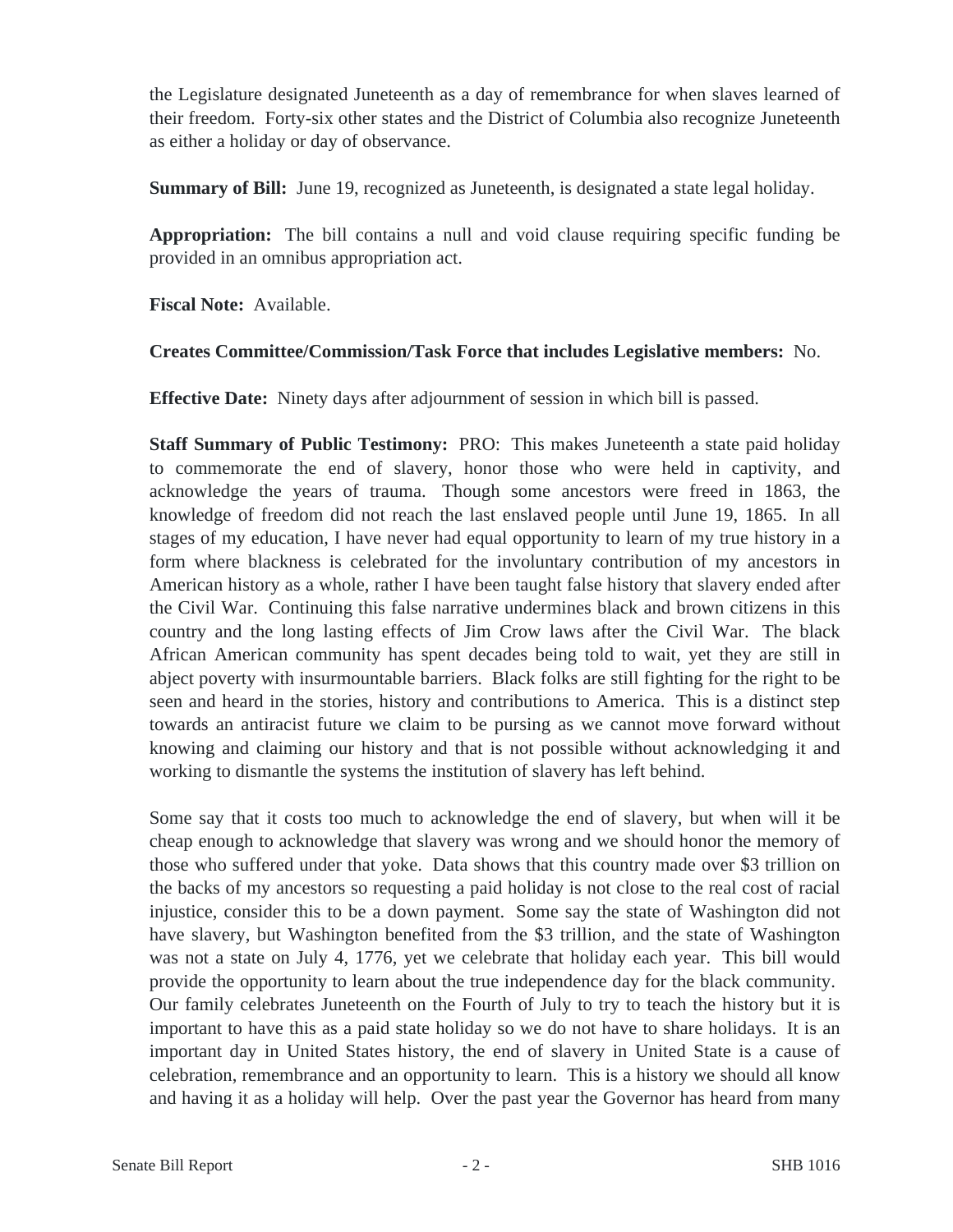the Legislature designated Juneteenth as a day of remembrance for when slaves learned of their freedom. Forty-six other states and the District of Columbia also recognize Juneteenth as either a holiday or day of observance.

**Summary of Bill:** June 19, recognized as Juneteenth, is designated a state legal holiday.

**Appropriation:** The bill contains a null and void clause requiring specific funding be provided in an omnibus appropriation act.

**Fiscal Note:** Available.

**Creates Committee/Commission/Task Force that includes Legislative members:** No.

**Effective Date:** Ninety days after adjournment of session in which bill is passed.

**Staff Summary of Public Testimony:** PRO: This makes Juneteenth a state paid holiday to commemorate the end of slavery, honor those who were held in captivity, and acknowledge the years of trauma. Though some ancestors were freed in 1863, the knowledge of freedom did not reach the last enslaved people until June 19, 1865. In all stages of my education, I have never had equal opportunity to learn of my true history in a form where blackness is celebrated for the involuntary contribution of my ancestors in American history as a whole, rather I have been taught false history that slavery ended after the Civil War. Continuing this false narrative undermines black and brown citizens in this country and the long lasting effects of Jim Crow laws after the Civil War. The black African American community has spent decades being told to wait, yet they are still in abject poverty with insurmountable barriers. Black folks are still fighting for the right to be seen and heard in the stories, history and contributions to America. This is a distinct step towards an antiracist future we claim to be pursing as we cannot move forward without knowing and claiming our history and that is not possible without acknowledging it and working to dismantle the systems the institution of slavery has left behind.

Some say that it costs too much to acknowledge the end of slavery, but when will it be cheap enough to acknowledge that slavery was wrong and we should honor the memory of those who suffered under that yoke. Data shows that this country made over $3 trillion on the backs of my ancestors so requesting a paid holiday is not close to the real cost of racial injustice, consider this to be a down payment. Some say the state of Washington did not have slavery, but Washington benefited from the $3 trillion, and the state of Washington was not a state on July 4, 1776, yet we celebrate that holiday each year. This bill would provide the opportunity to learn about the true independence day for the black community. Our family celebrates Juneteenth on the Fourth of July to try to teach the history but it is important to have this as a paid state holiday so we do not have to share holidays. It is an important day in United States history, the end of slavery in United State is a cause of celebration, remembrance and an opportunity to learn. This is a history we should all know and having it as a holiday will help. Over the past year the Governor has heard from many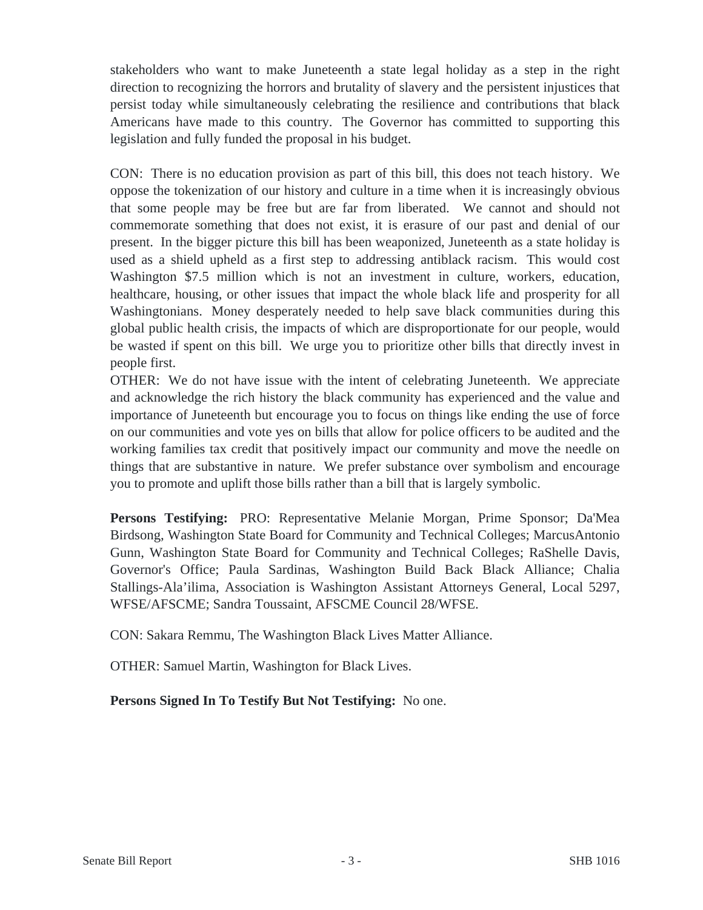stakeholders who want to make Juneteenth a state legal holiday as a step in the right direction to recognizing the horrors and brutality of slavery and the persistent injustices that persist today while simultaneously celebrating the resilience and contributions that black Americans have made to this country. The Governor has committed to supporting this legislation and fully funded the proposal in his budget.

CON: There is no education provision as part of this bill, this does not teach history. We oppose the tokenization of our history and culture in a time when it is increasingly obvious that some people may be free but are far from liberated. We cannot and should not commemorate something that does not exist, it is erasure of our past and denial of our present. In the bigger picture this bill has been weaponized, Juneteenth as a state holiday is used as a shield upheld as a first step to addressing antiblack racism. This would cost Washington $7.5 million which is not an investment in culture, workers, education, healthcare, housing, or other issues that impact the whole black life and prosperity for all Washingtonians. Money desperately needed to help save black communities during this global public health crisis, the impacts of which are disproportionate for our people, would be wasted if spent on this bill. We urge you to prioritize other bills that directly invest in people first.

OTHER: We do not have issue with the intent of celebrating Juneteenth. We appreciate and acknowledge the rich history the black community has experienced and the value and importance of Juneteenth but encourage you to focus on things like ending the use of force on our communities and vote yes on bills that allow for police officers to be audited and the working families tax credit that positively impact our community and move the needle on things that are substantive in nature. We prefer substance over symbolism and encourage you to promote and uplift those bills rather than a bill that is largely symbolic.

**Persons Testifying:** PRO: Representative Melanie Morgan, Prime Sponsor; Da'Mea Birdsong, Washington State Board for Community and Technical Colleges; MarcusAntonio Gunn, Washington State Board for Community and Technical Colleges; RaShelle Davis, Governor's Office; Paula Sardinas, Washington Build Back Black Alliance; Chalia Stallings-Ala'ilima, Association is Washington Assistant Attorneys General, Local 5297, WFSE/AFSCME; Sandra Toussaint, AFSCME Council 28/WFSE.

CON: Sakara Remmu, The Washington Black Lives Matter Alliance.

OTHER: Samuel Martin, Washington for Black Lives.

**Persons Signed In To Testify But Not Testifying:** No one.